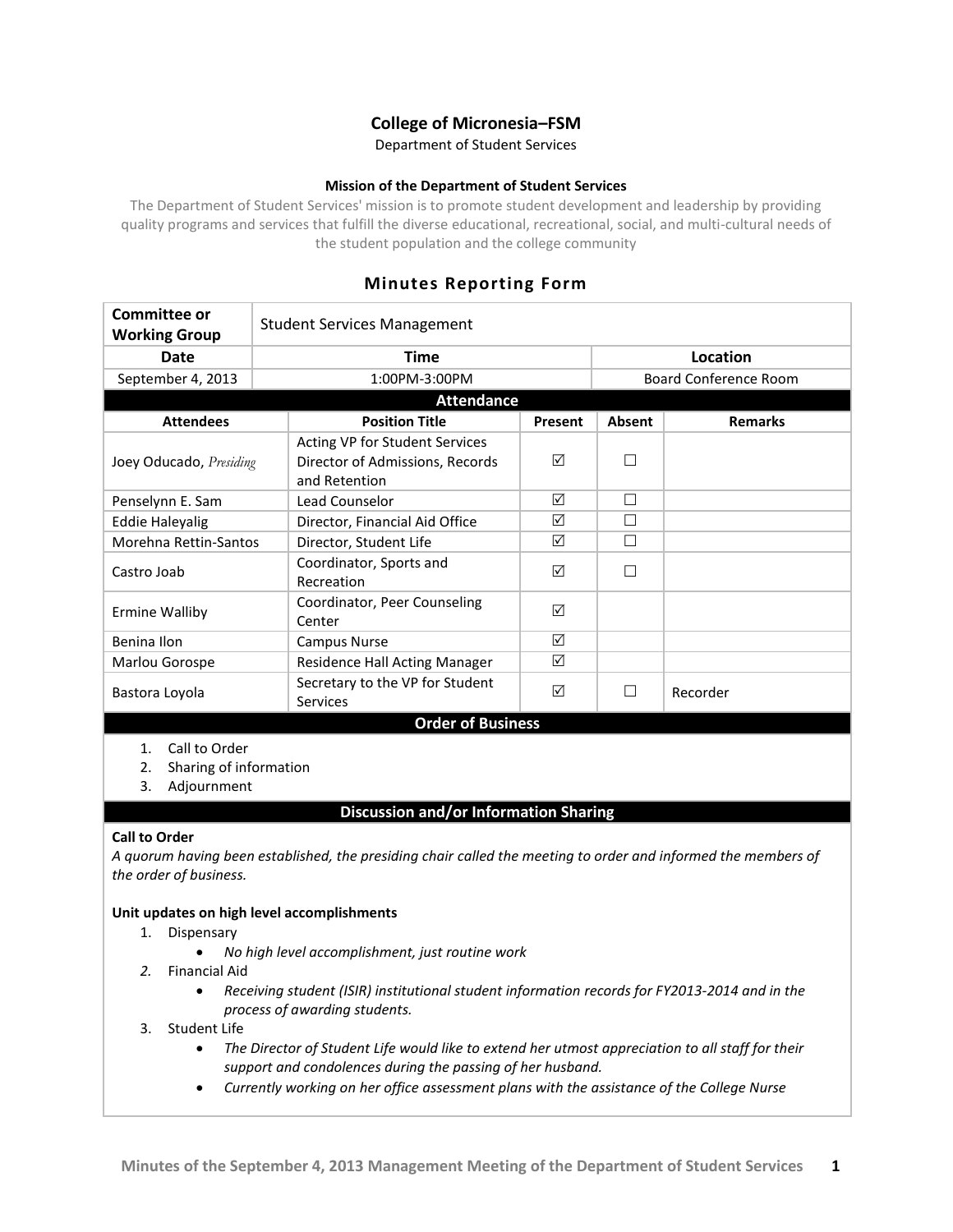# College of Micronesia–FSM

Department of Student Services

**Mission of the Department of Student Services**

The Department of Student Services' mission is to promote student development and leadership by providing quality programs and services that fulfill the diverse educational, recreational, social, and multi-cultural needs of the student population and the college community

## Minutes Reporting Form

| **Committee or Working Group** | Student Services Management | |
|---|---|---|
| **Date** | **Time** | **Location** |
| September 4, 2013 | 1:00PM-3:00PM | Board Conference Room |

**Attendance**

| Attendees | Position Title | Present | Absent | Remarks |
|---|---|---|---|---|
| Joey Oducado, *Presiding* | Acting VP for Student Services Director of Admissions, Records and Retention | ☑ | ☐ | |
| Penselynn E. Sam | Lead Counselor | ☑ | ☐ | |
| Eddie Haleyalig | Director, Financial Aid Office | ☑ | ☐ | |
| Morehna Rettin-Santos | Director, Student Life | ☑ | ☐ | |
| Castro Joab | Coordinator, Sports and Recreation | ☑ | ☐ | |
| Ermine Walliby | Coordinator, Peer Counseling Center | ☑ | | |
| Benina Ilon | Campus Nurse | ☑ | | |
| Marlou Gorospe | Residence Hall Acting Manager | ☑ | | |
| Bastora Loyola | Secretary to the VP for Student Services | ☑ | ☐ | Recorder |

**Order of Business**

1. Call to Order
2. Sharing of information
3. Adjournment

**Discussion and/or Information Sharing**

**Call to Order**

*A quorum having been established, the presiding chair called the meeting to order and informed the members of the order of business.*

**Unit updates on high level accomplishments**

1. Dispensary
   - *No high level accomplishment, just routine work*
2. Financial Aid
   - *Receiving student (ISIR) institutional student information records for FY2013-2014 and in the process of awarding students.*
3. Student Life
   - *The Director of Student Life would like to extend her utmost appreciation to all staff for their support and condolences during the passing of her husband.*
   - *Currently working on her office assessment plans with the assistance of the College Nurse*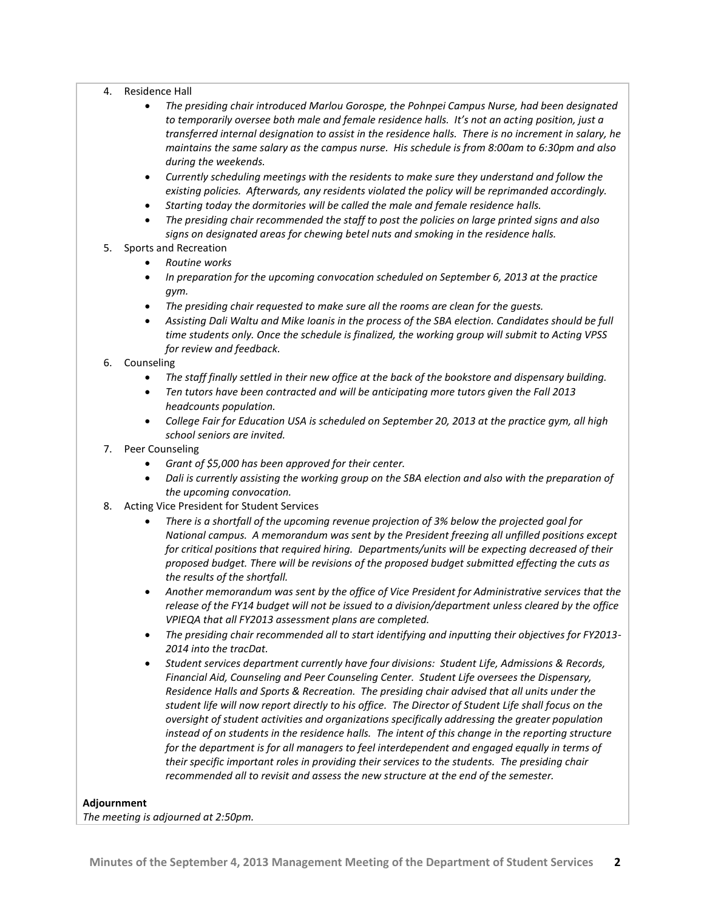4. Residence Hall
    - *The presiding chair introduced Marlou Gorospe, the Pohnpei Campus Nurse, had been designated to temporarily oversee both male and female residence halls. It's not an acting position, just a transferred internal designation to assist in the residence halls. There is no increment in salary, he maintains the same salary as the campus nurse. His schedule is from 8:00am to 6:30pm and also during the weekends.*
    - *Currently scheduling meetings with the residents to make sure they understand and follow the existing policies. Afterwards, any residents violated the policy will be reprimanded accordingly.*
    - *Starting today the dormitories will be called the male and female residence halls.*
    - *The presiding chair recommended the staff to post the policies on large printed signs and also signs on designated areas for chewing betel nuts and smoking in the residence halls.*
5. Sports and Recreation
    - *Routine works*
    - *In preparation for the upcoming convocation scheduled on September 6, 2013 at the practice gym.*
    - *The presiding chair requested to make sure all the rooms are clean for the guests.*
    - *Assisting Dali Waltu and Mike Ioanis in the process of the SBA election. Candidates should be full time students only. Once the schedule is finalized, the working group will submit to Acting VPSS for review and feedback.*
6. Counseling
    - *The staff finally settled in their new office at the back of the bookstore and dispensary building.*
    - *Ten tutors have been contracted and will be anticipating more tutors given the Fall 2013 headcounts population.*
    - *College Fair for Education USA is scheduled on September 20, 2013 at the practice gym, all high school seniors are invited.*
7. Peer Counseling
    - *Grant of $5,000 has been approved for their center.*
    - *Dali is currently assisting the working group on the SBA election and also with the preparation of the upcoming convocation.*
8. Acting Vice President for Student Services
    - *There is a shortfall of the upcoming revenue projection of 3% below the projected goal for National campus. A memorandum was sent by the President freezing all unfilled positions except for critical positions that required hiring. Departments/units will be expecting decreased of their proposed budget. There will be revisions of the proposed budget submitted effecting the cuts as the results of the shortfall.*
    - *Another memorandum was sent by the office of Vice President for Administrative services that the release of the FY14 budget will not be issued to a division/department unless cleared by the office VPIEQA that all FY2013 assessment plans are completed.*
    - *The presiding chair recommended all to start identifying and inputting their objectives for FY2013-2014 into the tracDat.*
    - *Student services department currently have four divisions: Student Life, Admissions & Records, Financial Aid, Counseling and Peer Counseling Center. Student Life oversees the Dispensary, Residence Halls and Sports & Recreation. The presiding chair advised that all units under the student life will now report directly to his office. The Director of Student Life shall focus on the oversight of student activities and organizations specifically addressing the greater population instead of on students in the residence halls. The intent of this change in the reporting structure for the department is for all managers to feel interdependent and engaged equally in terms of their specific important roles in providing their services to the students. The presiding chair recommended all to revisit and assess the new structure at the end of the semester.*

**Adjournment**

*The meeting is adjourned at 2:50pm.*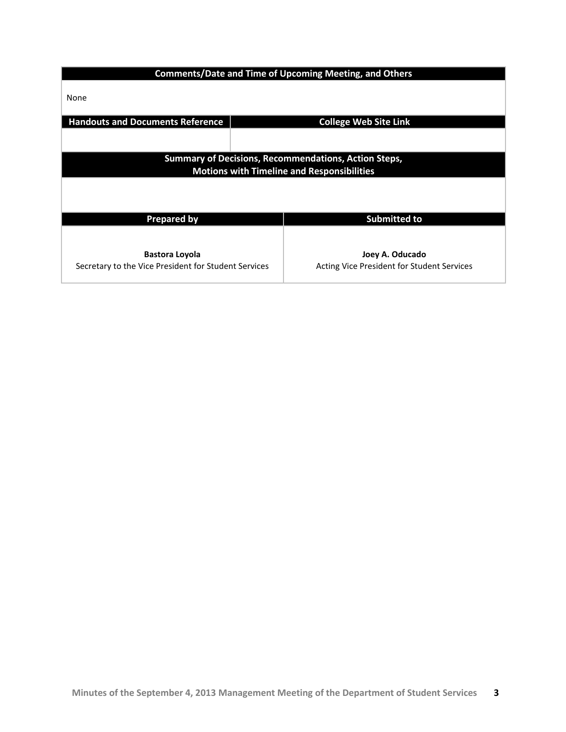| Comments/Date and Time of Upcoming Meeting, and Others |
| --- |
| None |

| Handouts and Documents Reference | College Web Site Link |
| --- | --- |
| | |

| Summary of Decisions, Recommendations, Action Steps, Motions with Timeline and Responsibilities |
| --- |
| |

| Prepared by | Submitted to |
| --- | --- |
| **Bastora Loyola**<br>Secretary to the Vice President for Student Services | **Joey A. Oducado**<br>Acting Vice President for Student Services |